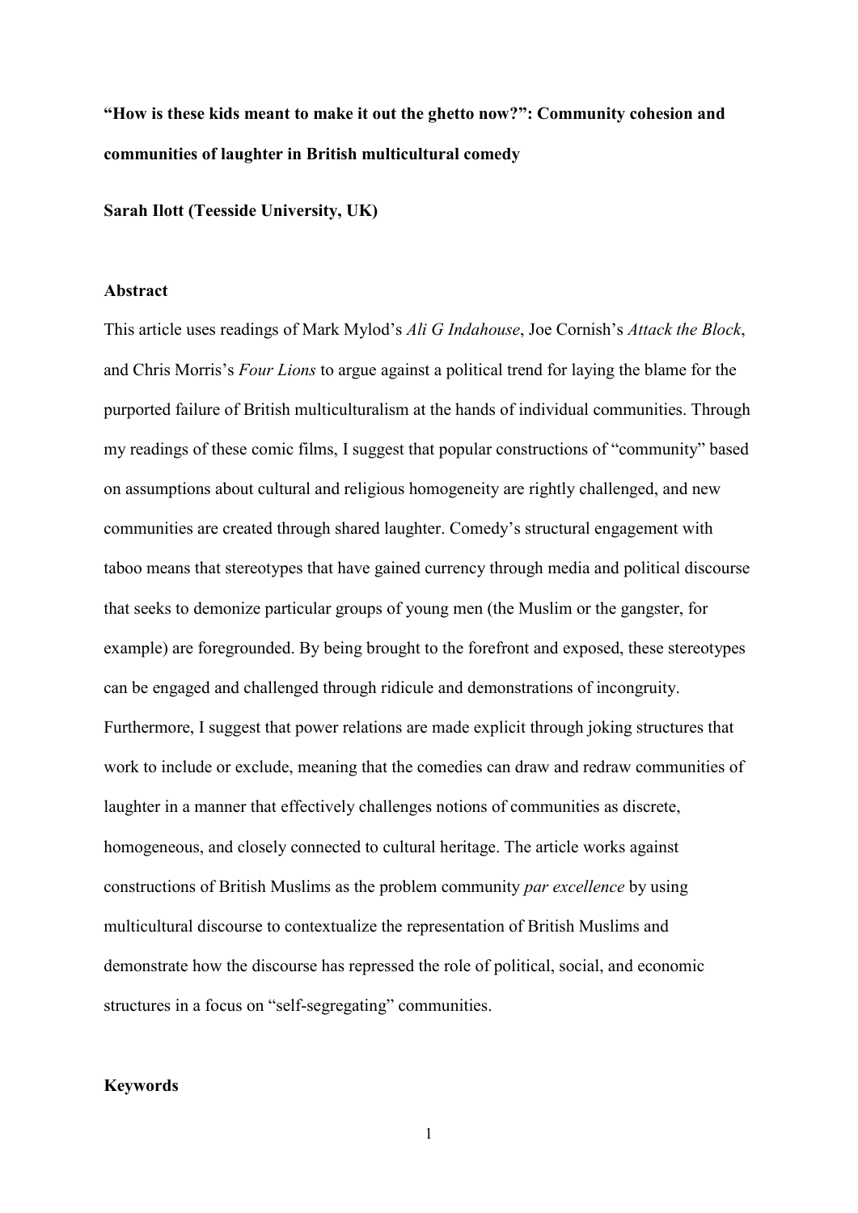# "How is these kids meant to make it out the ghetto now?": Community cohesion and communities of laughter in British multicultural comedy

**Sarah Ilott (Teesside University, UK)**

## Abstract

This article uses readings of Mark Mylod's *Ali G Indahouse*, Joe Cornish's *Attack the Block*, and Chris Morris's *Four Lions* to argue against a political trend for laying the blame for the purported failure of British multiculturalism at the hands of individual communities. Through my readings of these comic films, I suggest that popular constructions of "community" based on assumptions about cultural and religious homogeneity are rightly challenged, and new communities are created through shared laughter. Comedy's structural engagement with taboo means that stereotypes that have gained currency through media and political discourse that seeks to demonize particular groups of young men (the Muslim or the gangster, for example) are foregrounded. By being brought to the forefront and exposed, these stereotypes can be engaged and challenged through ridicule and demonstrations of incongruity. Furthermore, I suggest that power relations are made explicit through joking structures that work to include or exclude, meaning that the comedies can draw and redraw communities of laughter in a manner that effectively challenges notions of communities as discrete, homogeneous, and closely connected to cultural heritage. The article works against constructions of British Muslims as the problem community *par excellence* by using multicultural discourse to contextualize the representation of British Muslims and demonstrate how the discourse has repressed the role of political, social, and economic structures in a focus on "self-segregating" communities.

## Keywords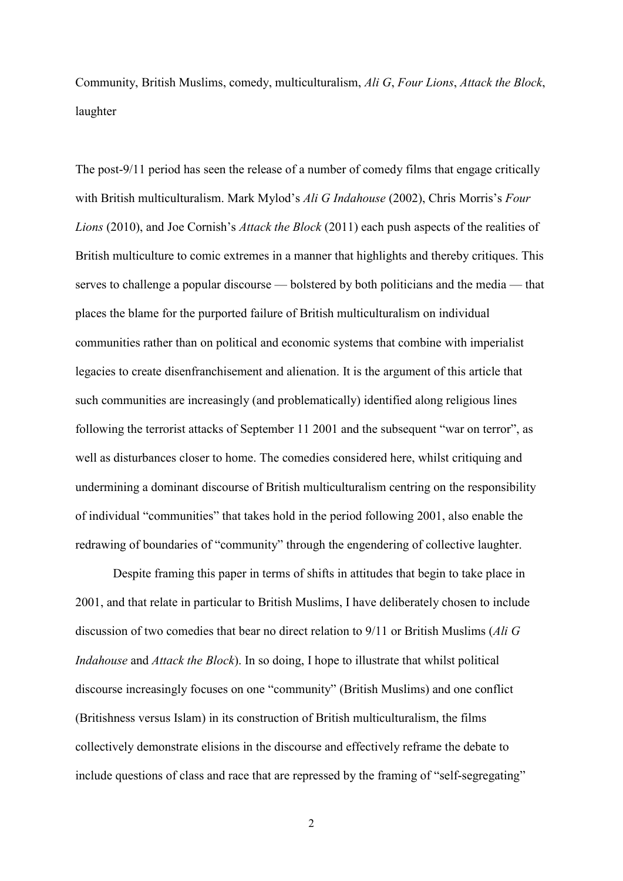Community, British Muslims, comedy, multiculturalism, *Ali G*, *Four Lions*, *Attack the Block*, laughter

The post-9/11 period has seen the release of a number of comedy films that engage critically with British multiculturalism. Mark Mylod's *Ali G Indahouse* (2002), Chris Morris's *Four Lions* (2010), and Joe Cornish's *Attack the Block* (2011) each push aspects of the realities of British multiculture to comic extremes in a manner that highlights and thereby critiques. This serves to challenge a popular discourse — bolstered by both politicians and the media — that places the blame for the purported failure of British multiculturalism on individual communities rather than on political and economic systems that combine with imperialist legacies to create disenfranchisement and alienation. It is the argument of this article that such communities are increasingly (and problematically) identified along religious lines following the terrorist attacks of September 11 2001 and the subsequent "war on terror", as well as disturbances closer to home. The comedies considered here, whilst critiquing and undermining a dominant discourse of British multiculturalism centring on the responsibility of individual "communities" that takes hold in the period following 2001, also enable the redrawing of boundaries of "community" through the engendering of collective laughter.

Despite framing this paper in terms of shifts in attitudes that begin to take place in 2001, and that relate in particular to British Muslims, I have deliberately chosen to include discussion of two comedies that bear no direct relation to 9/11 or British Muslims (*Ali G Indahouse* and *Attack the Block*). In so doing, I hope to illustrate that whilst political discourse increasingly focuses on one "community" (British Muslims) and one conflict (Britishness versus Islam) in its construction of British multiculturalism, the films collectively demonstrate elisions in the discourse and effectively reframe the debate to include questions of class and race that are repressed by the framing of "self-segregating"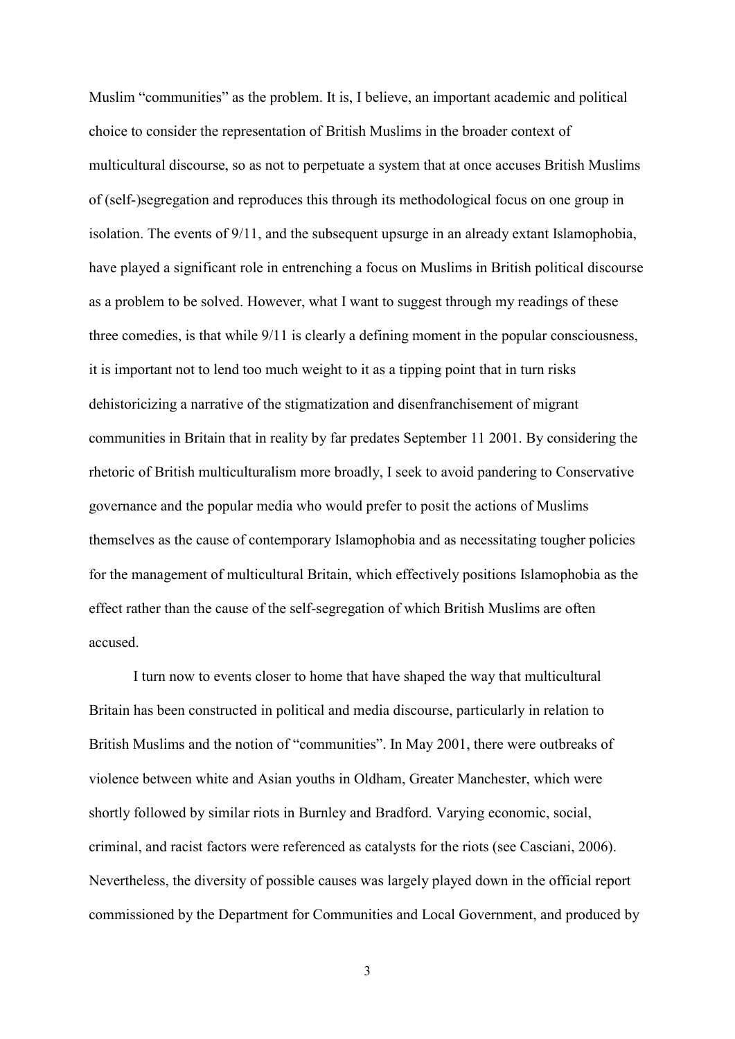Muslim "communities" as the problem. It is, I believe, an important academic and political choice to consider the representation of British Muslims in the broader context of multicultural discourse, so as not to perpetuate a system that at once accuses British Muslims of (self-)segregation and reproduces this through its methodological focus on one group in isolation. The events of 9/11, and the subsequent upsurge in an already extant Islamophobia, have played a significant role in entrenching a focus on Muslims in British political discourse as a problem to be solved. However, what I want to suggest through my readings of these three comedies, is that while 9/11 is clearly a defining moment in the popular consciousness, it is important not to lend too much weight to it as a tipping point that in turn risks dehistoricizing a narrative of the stigmatization and disenfranchisement of migrant communities in Britain that in reality by far predates September 11 2001. By considering the rhetoric of British multiculturalism more broadly, I seek to avoid pandering to Conservative governance and the popular media who would prefer to posit the actions of Muslims themselves as the cause of contemporary Islamophobia and as necessitating tougher policies for the management of multicultural Britain, which effectively positions Islamophobia as the effect rather than the cause of the self-segregation of which British Muslims are often accused.

I turn now to events closer to home that have shaped the way that multicultural Britain has been constructed in political and media discourse, particularly in relation to British Muslims and the notion of "communities". In May 2001, there were outbreaks of violence between white and Asian youths in Oldham, Greater Manchester, which were shortly followed by similar riots in Burnley and Bradford. Varying economic, social, criminal, and racist factors were referenced as catalysts for the riots (see Casciani, 2006). Nevertheless, the diversity of possible causes was largely played down in the official report commissioned by the Department for Communities and Local Government, and produced by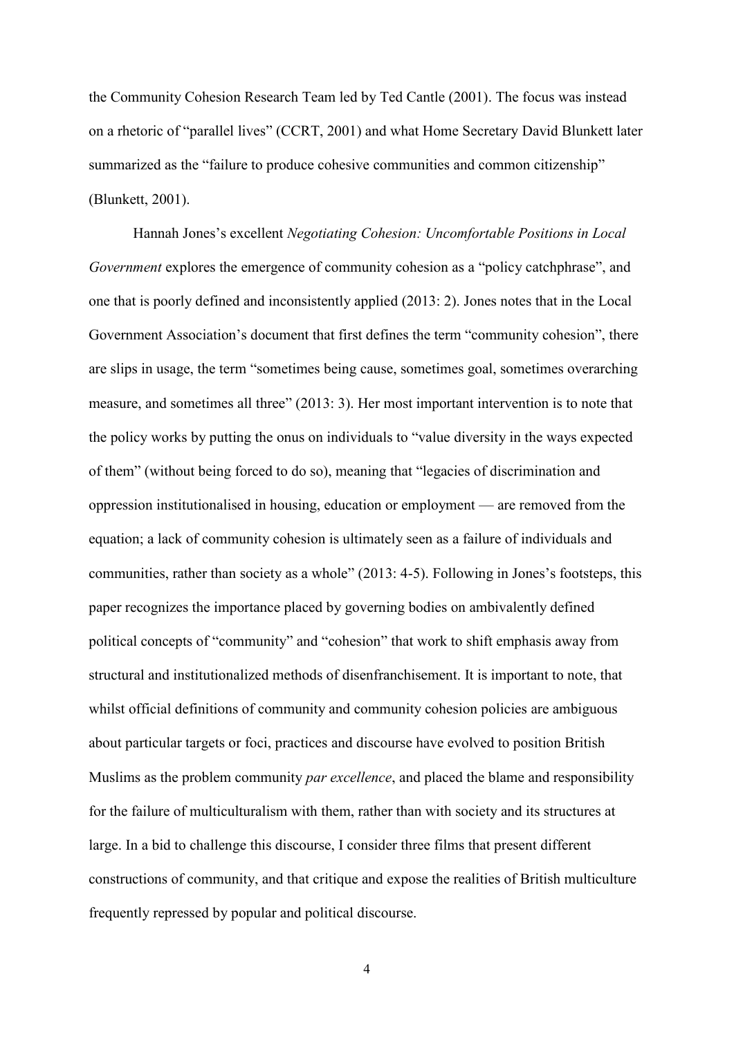the Community Cohesion Research Team led by Ted Cantle (2001). The focus was instead on a rhetoric of "parallel lives" (CCRT, 2001) and what Home Secretary David Blunkett later summarized as the "failure to produce cohesive communities and common citizenship" (Blunkett, 2001).

Hannah Jones's excellent *Negotiating Cohesion: Uncomfortable Positions in Local Government* explores the emergence of community cohesion as a "policy catchphrase", and one that is poorly defined and inconsistently applied (2013: 2). Jones notes that in the Local Government Association's document that first defines the term "community cohesion", there are slips in usage, the term "sometimes being cause, sometimes goal, sometimes overarching measure, and sometimes all three" (2013: 3). Her most important intervention is to note that the policy works by putting the onus on individuals to "value diversity in the ways expected of them" (without being forced to do so), meaning that "legacies of discrimination and oppression institutionalised in housing, education or employment — are removed from the equation; a lack of community cohesion is ultimately seen as a failure of individuals and communities, rather than society as a whole" (2013: 4-5). Following in Jones's footsteps, this paper recognizes the importance placed by governing bodies on ambivalently defined political concepts of "community" and "cohesion" that work to shift emphasis away from structural and institutionalized methods of disenfranchisement. It is important to note, that whilst official definitions of community and community cohesion policies are ambiguous about particular targets or foci, practices and discourse have evolved to position British Muslims as the problem community *par excellence*, and placed the blame and responsibility for the failure of multiculturalism with them, rather than with society and its structures at large. In a bid to challenge this discourse, I consider three films that present different constructions of community, and that critique and expose the realities of British multiculture frequently repressed by popular and political discourse.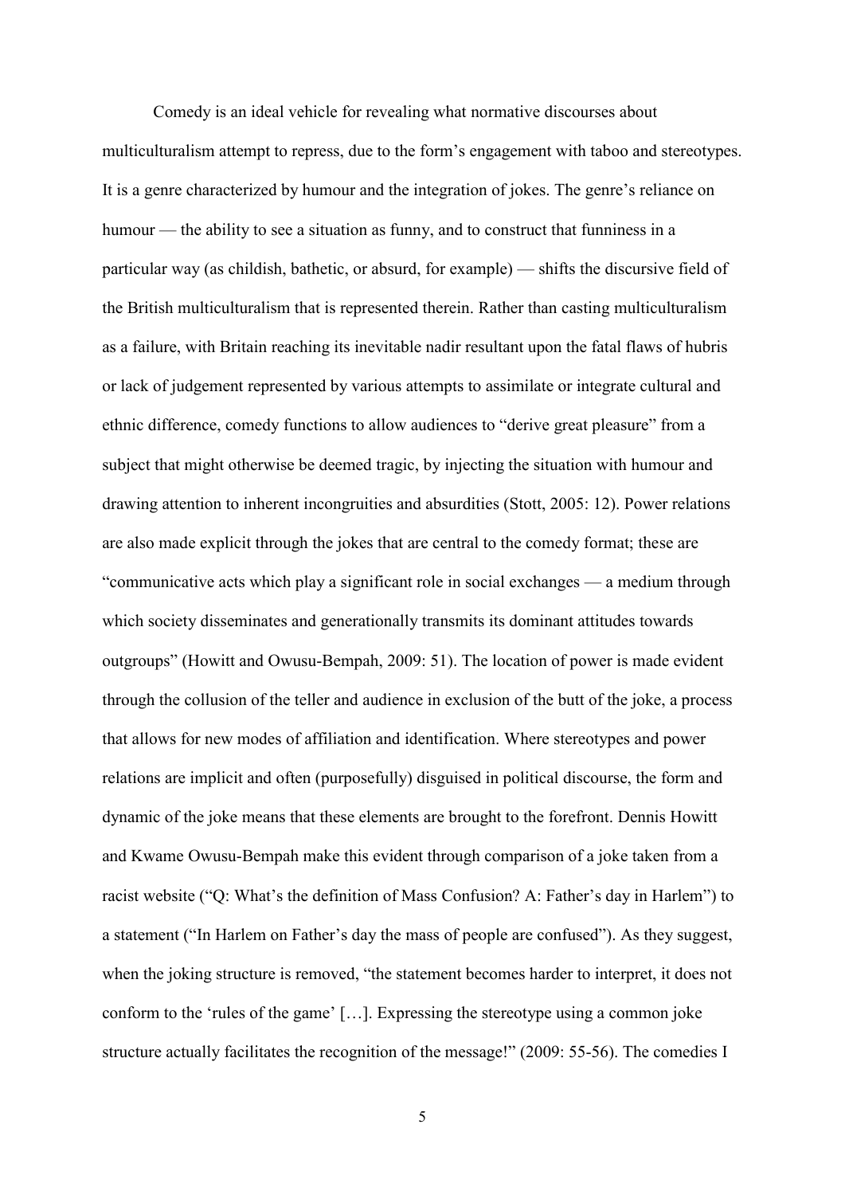Comedy is an ideal vehicle for revealing what normative discourses about multiculturalism attempt to repress, due to the form's engagement with taboo and stereotypes. It is a genre characterized by humour and the integration of jokes. The genre's reliance on humour — the ability to see a situation as funny, and to construct that funniness in a particular way (as childish, bathetic, or absurd, for example) — shifts the discursive field of the British multiculturalism that is represented therein. Rather than casting multiculturalism as a failure, with Britain reaching its inevitable nadir resultant upon the fatal flaws of hubris or lack of judgement represented by various attempts to assimilate or integrate cultural and ethnic difference, comedy functions to allow audiences to "derive great pleasure" from a subject that might otherwise be deemed tragic, by injecting the situation with humour and drawing attention to inherent incongruities and absurdities (Stott, 2005: 12). Power relations are also made explicit through the jokes that are central to the comedy format; these are "communicative acts which play a significant role in social exchanges — a medium through which society disseminates and generationally transmits its dominant attitudes towards outgroups" (Howitt and Owusu-Bempah, 2009: 51). The location of power is made evident through the collusion of the teller and audience in exclusion of the butt of the joke, a process that allows for new modes of affiliation and identification. Where stereotypes and power relations are implicit and often (purposefully) disguised in political discourse, the form and dynamic of the joke means that these elements are brought to the forefront. Dennis Howitt and Kwame Owusu-Bempah make this evident through comparison of a joke taken from a racist website ("Q: What's the definition of Mass Confusion? A: Father's day in Harlem") to a statement ("In Harlem on Father's day the mass of people are confused"). As they suggest, when the joking structure is removed, "the statement becomes harder to interpret, it does not conform to the 'rules of the game' […]. Expressing the stereotype using a common joke structure actually facilitates the recognition of the message!" (2009: 55-56). The comedies I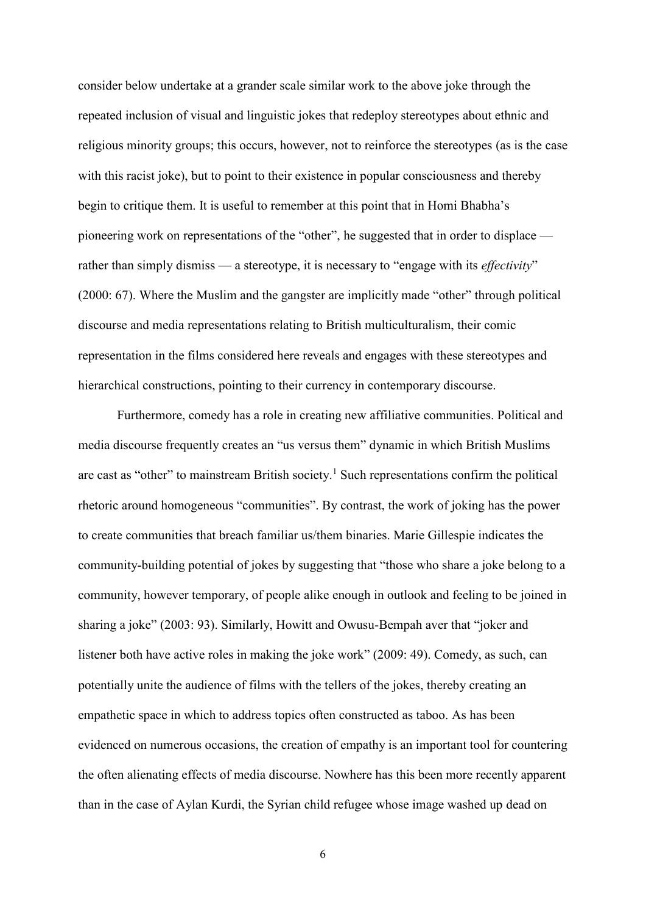consider below undertake at a grander scale similar work to the above joke through the repeated inclusion of visual and linguistic jokes that redeploy stereotypes about ethnic and religious minority groups; this occurs, however, not to reinforce the stereotypes (as is the case with this racist joke), but to point to their existence in popular consciousness and thereby begin to critique them. It is useful to remember at this point that in Homi Bhabha's pioneering work on representations of the "other", he suggested that in order to displace — rather than simply dismiss — a stereotype, it is necessary to "engage with its *effectivity*" (2000: 67). Where the Muslim and the gangster are implicitly made "other" through political discourse and media representations relating to British multiculturalism, their comic representation in the films considered here reveals and engages with these stereotypes and hierarchical constructions, pointing to their currency in contemporary discourse.

Furthermore, comedy has a role in creating new affiliative communities. Political and media discourse frequently creates an "us versus them" dynamic in which British Muslims are cast as "other" to mainstream British society.[1] Such representations confirm the political rhetoric around homogeneous "communities". By contrast, the work of joking has the power to create communities that breach familiar us/them binaries. Marie Gillespie indicates the community-building potential of jokes by suggesting that "those who share a joke belong to a community, however temporary, of people alike enough in outlook and feeling to be joined in sharing a joke" (2003: 93). Similarly, Howitt and Owusu-Bempah aver that "joker and listener both have active roles in making the joke work" (2009: 49). Comedy, as such, can potentially unite the audience of films with the tellers of the jokes, thereby creating an empathetic space in which to address topics often constructed as taboo. As has been evidenced on numerous occasions, the creation of empathy is an important tool for countering the often alienating effects of media discourse. Nowhere has this been more recently apparent than in the case of Aylan Kurdi, the Syrian child refugee whose image washed up dead on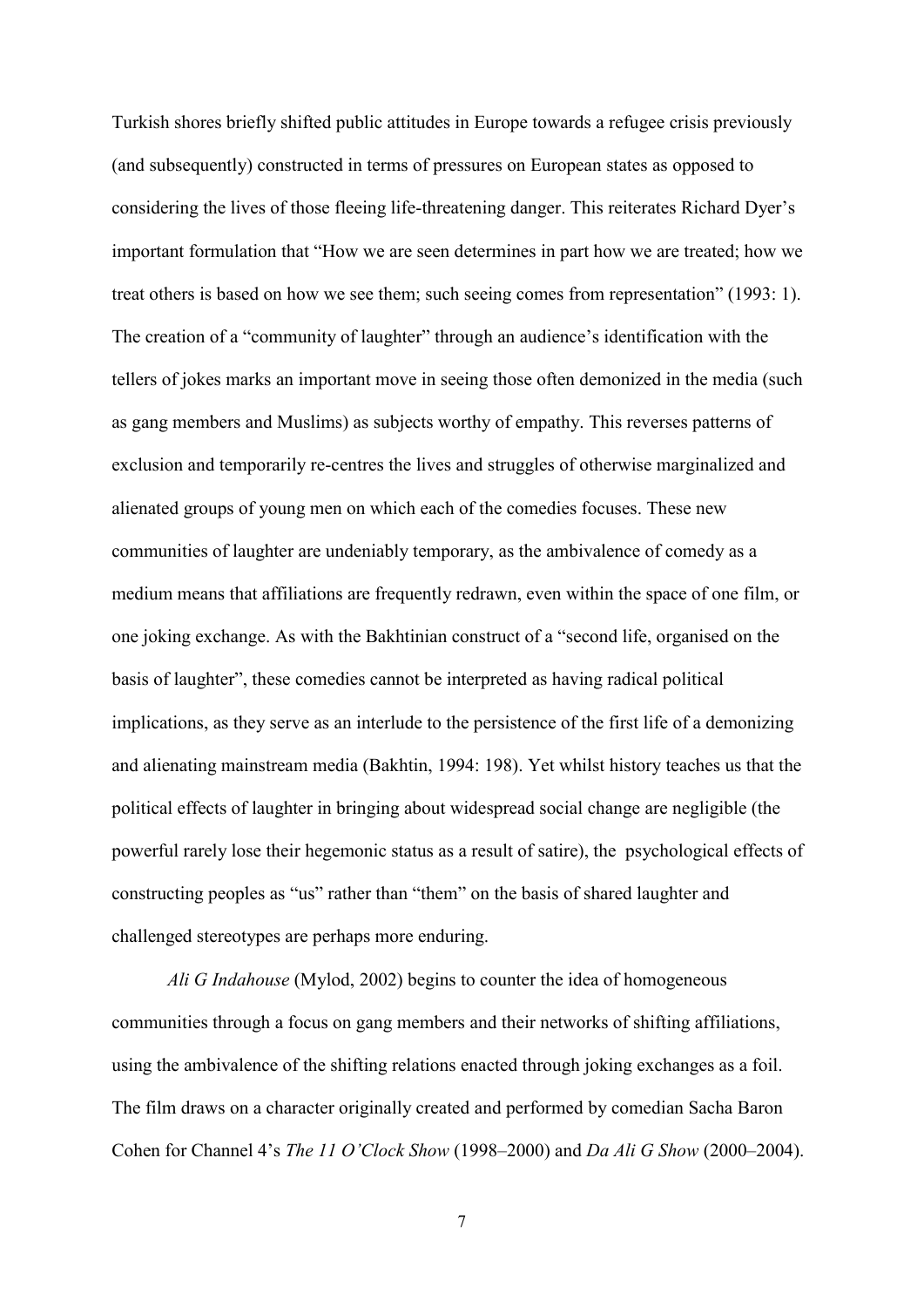Turkish shores briefly shifted public attitudes in Europe towards a refugee crisis previously (and subsequently) constructed in terms of pressures on European states as opposed to considering the lives of those fleeing life-threatening danger. This reiterates Richard Dyer's important formulation that "How we are seen determines in part how we are treated; how we treat others is based on how we see them; such seeing comes from representation" (1993: 1). The creation of a "community of laughter" through an audience's identification with the tellers of jokes marks an important move in seeing those often demonized in the media (such as gang members and Muslims) as subjects worthy of empathy. This reverses patterns of exclusion and temporarily re-centres the lives and struggles of otherwise marginalized and alienated groups of young men on which each of the comedies focuses. These new communities of laughter are undeniably temporary, as the ambivalence of comedy as a medium means that affiliations are frequently redrawn, even within the space of one film, or one joking exchange. As with the Bakhtinian construct of a "second life, organised on the basis of laughter", these comedies cannot be interpreted as having radical political implications, as they serve as an interlude to the persistence of the first life of a demonizing and alienating mainstream media (Bakhtin, 1994: 198). Yet whilst history teaches us that the political effects of laughter in bringing about widespread social change are negligible (the powerful rarely lose their hegemonic status as a result of satire), the psychological effects of constructing peoples as "us" rather than "them" on the basis of shared laughter and challenged stereotypes are perhaps more enduring.

*Ali G Indahouse* (Mylod, 2002) begins to counter the idea of homogeneous communities through a focus on gang members and their networks of shifting affiliations, using the ambivalence of the shifting relations enacted through joking exchanges as a foil. The film draws on a character originally created and performed by comedian Sacha Baron Cohen for Channel 4's *The 11 O'Clock Show* (1998–2000) and *Da Ali G Show* (2000–2004).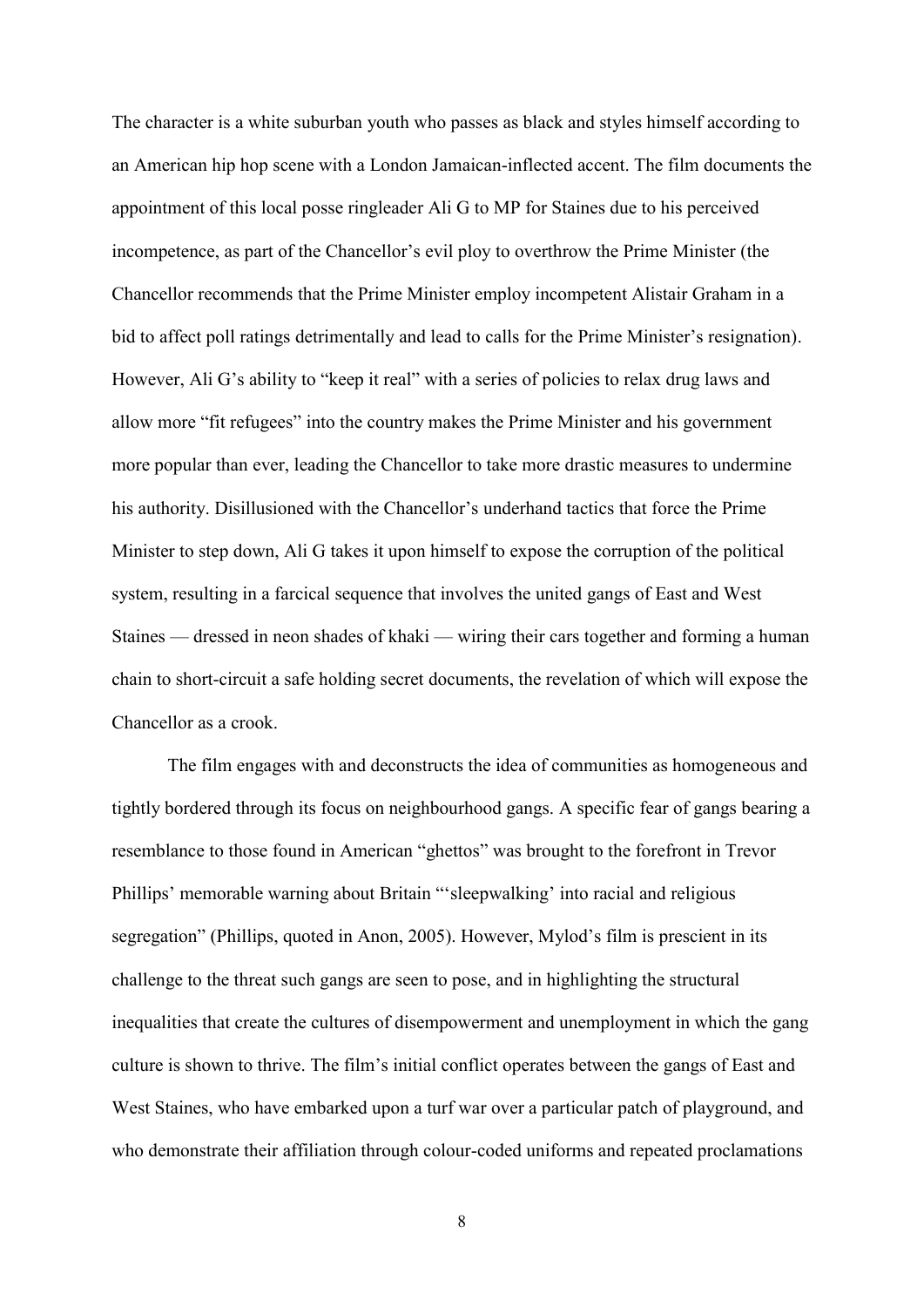The character is a white suburban youth who passes as black and styles himself according to an American hip hop scene with a London Jamaican-inflected accent. The film documents the appointment of this local posse ringleader Ali G to MP for Staines due to his perceived incompetence, as part of the Chancellor's evil ploy to overthrow the Prime Minister (the Chancellor recommends that the Prime Minister employ incompetent Alistair Graham in a bid to affect poll ratings detrimentally and lead to calls for the Prime Minister's resignation). However, Ali G's ability to "keep it real" with a series of policies to relax drug laws and allow more "fit refugees" into the country makes the Prime Minister and his government more popular than ever, leading the Chancellor to take more drastic measures to undermine his authority. Disillusioned with the Chancellor's underhand tactics that force the Prime Minister to step down, Ali G takes it upon himself to expose the corruption of the political system, resulting in a farcical sequence that involves the united gangs of East and West Staines — dressed in neon shades of khaki — wiring their cars together and forming a human chain to short-circuit a safe holding secret documents, the revelation of which will expose the Chancellor as a crook.

The film engages with and deconstructs the idea of communities as homogeneous and tightly bordered through its focus on neighbourhood gangs. A specific fear of gangs bearing a resemblance to those found in American "ghettos" was brought to the forefront in Trevor Phillips' memorable warning about Britain "'sleepwalking' into racial and religious segregation" (Phillips, quoted in Anon, 2005). However, Mylod's film is prescient in its challenge to the threat such gangs are seen to pose, and in highlighting the structural inequalities that create the cultures of disempowerment and unemployment in which the gang culture is shown to thrive. The film's initial conflict operates between the gangs of East and West Staines, who have embarked upon a turf war over a particular patch of playground, and who demonstrate their affiliation through colour-coded uniforms and repeated proclamations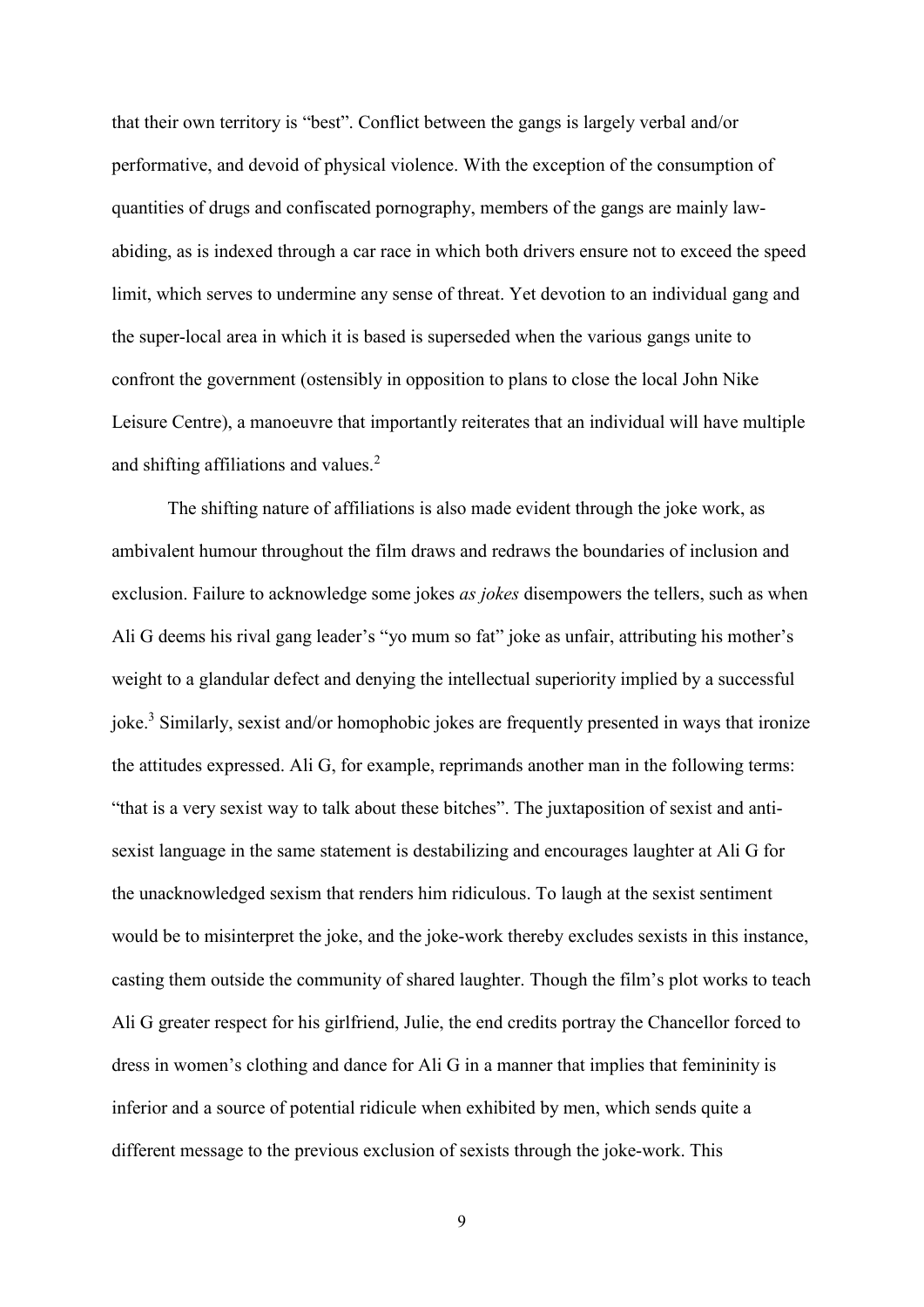that their own territory is "best". Conflict between the gangs is largely verbal and/or performative, and devoid of physical violence. With the exception of the consumption of quantities of drugs and confiscated pornography, members of the gangs are mainly law-abiding, as is indexed through a car race in which both drivers ensure not to exceed the speed limit, which serves to undermine any sense of threat. Yet devotion to an individual gang and the super-local area in which it is based is superseded when the various gangs unite to confront the government (ostensibly in opposition to plans to close the local John Nike Leisure Centre), a manoeuvre that importantly reiterates that an individual will have multiple and shifting affiliations and values.[2]

The shifting nature of affiliations is also made evident through the joke work, as ambivalent humour throughout the film draws and redraws the boundaries of inclusion and exclusion. Failure to acknowledge some jokes *as jokes* disempowers the tellers, such as when Ali G deems his rival gang leader's "yo mum so fat" joke as unfair, attributing his mother's weight to a glandular defect and denying the intellectual superiority implied by a successful joke.[3] Similarly, sexist and/or homophobic jokes are frequently presented in ways that ironize the attitudes expressed. Ali G, for example, reprimands another man in the following terms: "that is a very sexist way to talk about these bitches". The juxtaposition of sexist and anti-sexist language in the same statement is destabilizing and encourages laughter at Ali G for the unacknowledged sexism that renders him ridiculous. To laugh at the sexist sentiment would be to misinterpret the joke, and the joke-work thereby excludes sexists in this instance, casting them outside the community of shared laughter. Though the film's plot works to teach Ali G greater respect for his girlfriend, Julie, the end credits portray the Chancellor forced to dress in women's clothing and dance for Ali G in a manner that implies that femininity is inferior and a source of potential ridicule when exhibited by men, which sends quite a different message to the previous exclusion of sexists through the joke-work. This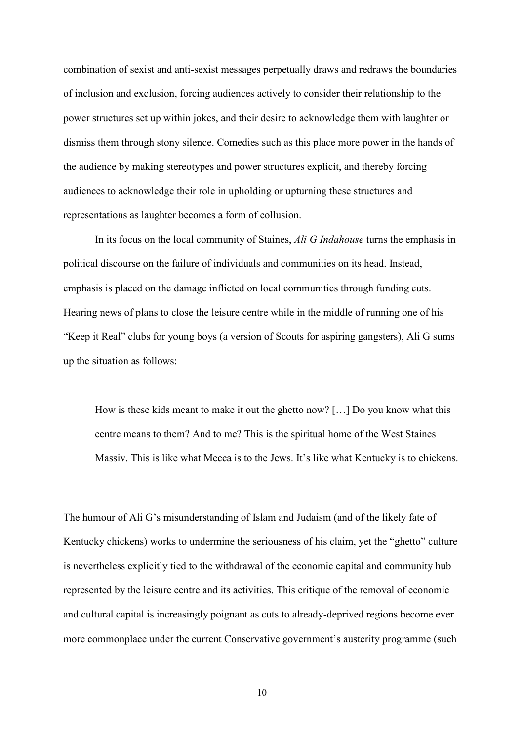combination of sexist and anti-sexist messages perpetually draws and redraws the boundaries of inclusion and exclusion, forcing audiences actively to consider their relationship to the power structures set up within jokes, and their desire to acknowledge them with laughter or dismiss them through stony silence. Comedies such as this place more power in the hands of the audience by making stereotypes and power structures explicit, and thereby forcing audiences to acknowledge their role in upholding or upturning these structures and representations as laughter becomes a form of collusion.

In its focus on the local community of Staines, *Ali G Indahouse* turns the emphasis in political discourse on the failure of individuals and communities on its head. Instead, emphasis is placed on the damage inflicted on local communities through funding cuts. Hearing news of plans to close the leisure centre while in the middle of running one of his "Keep it Real" clubs for young boys (a version of Scouts for aspiring gangsters), Ali G sums up the situation as follows:

> How is these kids meant to make it out the ghetto now? […] Do you know what this centre means to them? And to me? This is the spiritual home of the West Staines Massiv. This is like what Mecca is to the Jews. It's like what Kentucky is to chickens.

The humour of Ali G's misunderstanding of Islam and Judaism (and of the likely fate of Kentucky chickens) works to undermine the seriousness of his claim, yet the "ghetto" culture is nevertheless explicitly tied to the withdrawal of the economic capital and community hub represented by the leisure centre and its activities. This critique of the removal of economic and cultural capital is increasingly poignant as cuts to already-deprived regions become ever more commonplace under the current Conservative government's austerity programme (such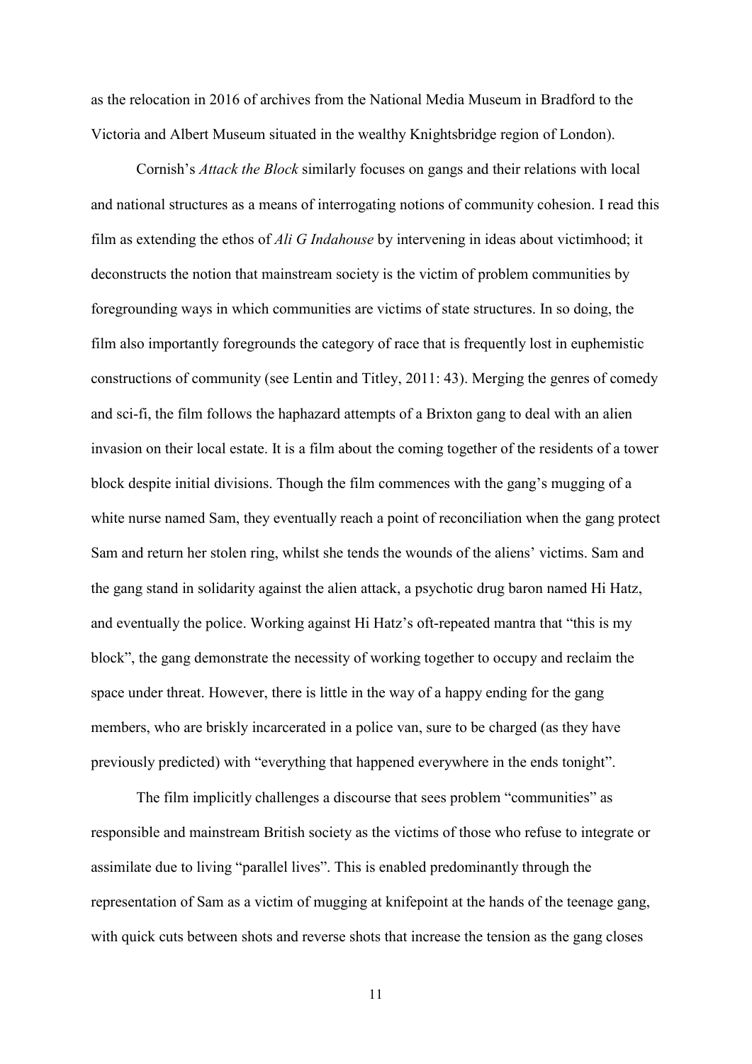as the relocation in 2016 of archives from the National Media Museum in Bradford to the Victoria and Albert Museum situated in the wealthy Knightsbridge region of London).

Cornish's *Attack the Block* similarly focuses on gangs and their relations with local and national structures as a means of interrogating notions of community cohesion. I read this film as extending the ethos of *Ali G Indahouse* by intervening in ideas about victimhood; it deconstructs the notion that mainstream society is the victim of problem communities by foregrounding ways in which communities are victims of state structures. In so doing, the film also importantly foregrounds the category of race that is frequently lost in euphemistic constructions of community (see Lentin and Titley, 2011: 43). Merging the genres of comedy and sci-fi, the film follows the haphazard attempts of a Brixton gang to deal with an alien invasion on their local estate. It is a film about the coming together of the residents of a tower block despite initial divisions. Though the film commences with the gang's mugging of a white nurse named Sam, they eventually reach a point of reconciliation when the gang protect Sam and return her stolen ring, whilst she tends the wounds of the aliens' victims. Sam and the gang stand in solidarity against the alien attack, a psychotic drug baron named Hi Hatz, and eventually the police. Working against Hi Hatz's oft-repeated mantra that "this is my block", the gang demonstrate the necessity of working together to occupy and reclaim the space under threat. However, there is little in the way of a happy ending for the gang members, who are briskly incarcerated in a police van, sure to be charged (as they have previously predicted) with "everything that happened everywhere in the ends tonight".

The film implicitly challenges a discourse that sees problem "communities" as responsible and mainstream British society as the victims of those who refuse to integrate or assimilate due to living "parallel lives". This is enabled predominantly through the representation of Sam as a victim of mugging at knifepoint at the hands of the teenage gang, with quick cuts between shots and reverse shots that increase the tension as the gang closes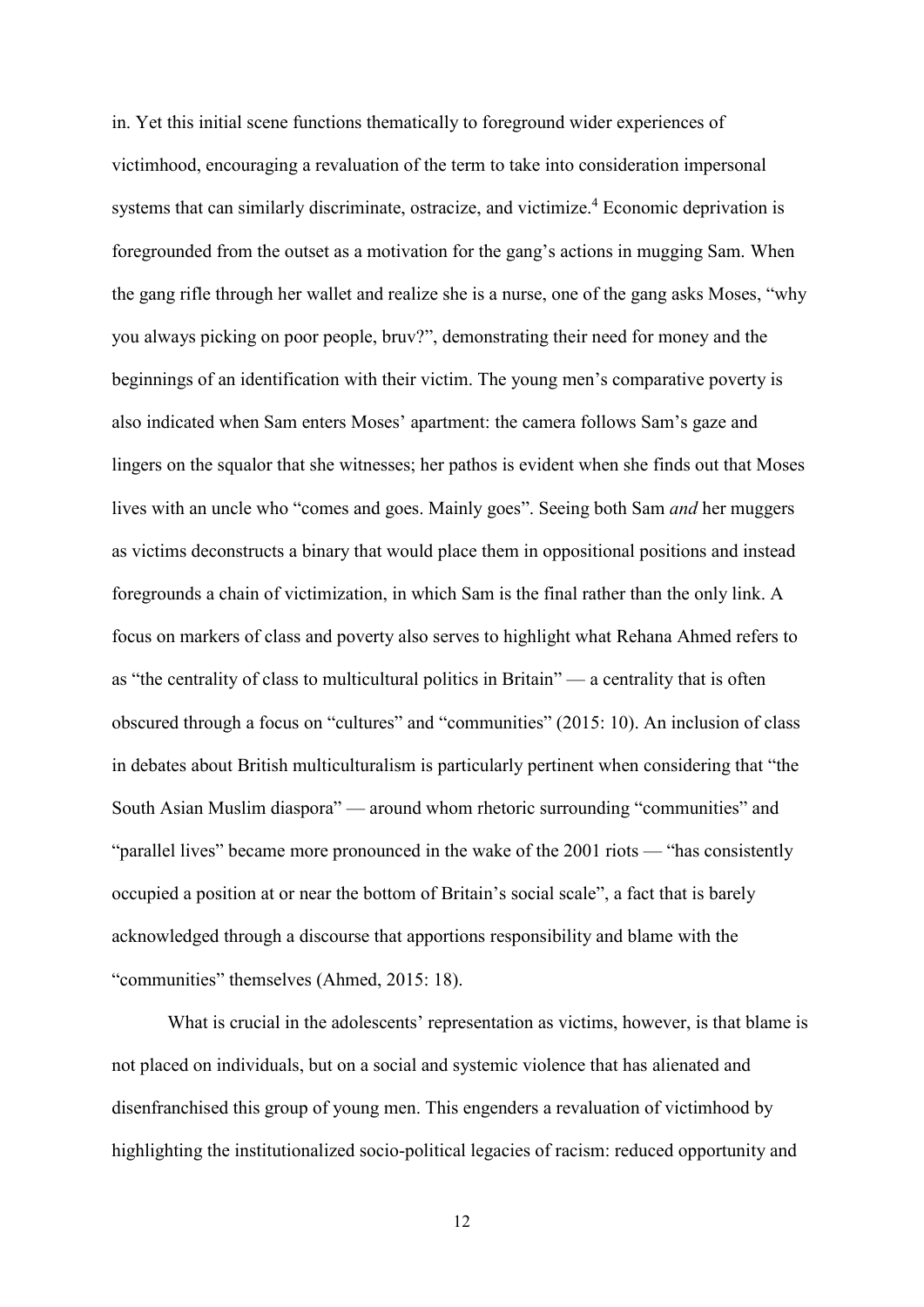in. Yet this initial scene functions thematically to foreground wider experiences of victimhood, encouraging a revaluation of the term to take into consideration impersonal systems that can similarly discriminate, ostracize, and victimize.[4] Economic deprivation is foregrounded from the outset as a motivation for the gang's actions in mugging Sam. When the gang rifle through her wallet and realize she is a nurse, one of the gang asks Moses, "why you always picking on poor people, bruv?", demonstrating their need for money and the beginnings of an identification with their victim. The young men's comparative poverty is also indicated when Sam enters Moses' apartment: the camera follows Sam's gaze and lingers on the squalor that she witnesses; her pathos is evident when she finds out that Moses lives with an uncle who "comes and goes. Mainly goes". Seeing both Sam *and* her muggers as victims deconstructs a binary that would place them in oppositional positions and instead foregrounds a chain of victimization, in which Sam is the final rather than the only link. A focus on markers of class and poverty also serves to highlight what Rehana Ahmed refers to as "the centrality of class to multicultural politics in Britain" — a centrality that is often obscured through a focus on "cultures" and "communities" (2015: 10). An inclusion of class in debates about British multiculturalism is particularly pertinent when considering that "the South Asian Muslim diaspora" — around whom rhetoric surrounding "communities" and "parallel lives" became more pronounced in the wake of the 2001 riots — "has consistently occupied a position at or near the bottom of Britain's social scale", a fact that is barely acknowledged through a discourse that apportions responsibility and blame with the "communities" themselves (Ahmed, 2015: 18).

What is crucial in the adolescents' representation as victims, however, is that blame is not placed on individuals, but on a social and systemic violence that has alienated and disenfranchised this group of young men. This engenders a revaluation of victimhood by highlighting the institutionalized socio-political legacies of racism: reduced opportunity and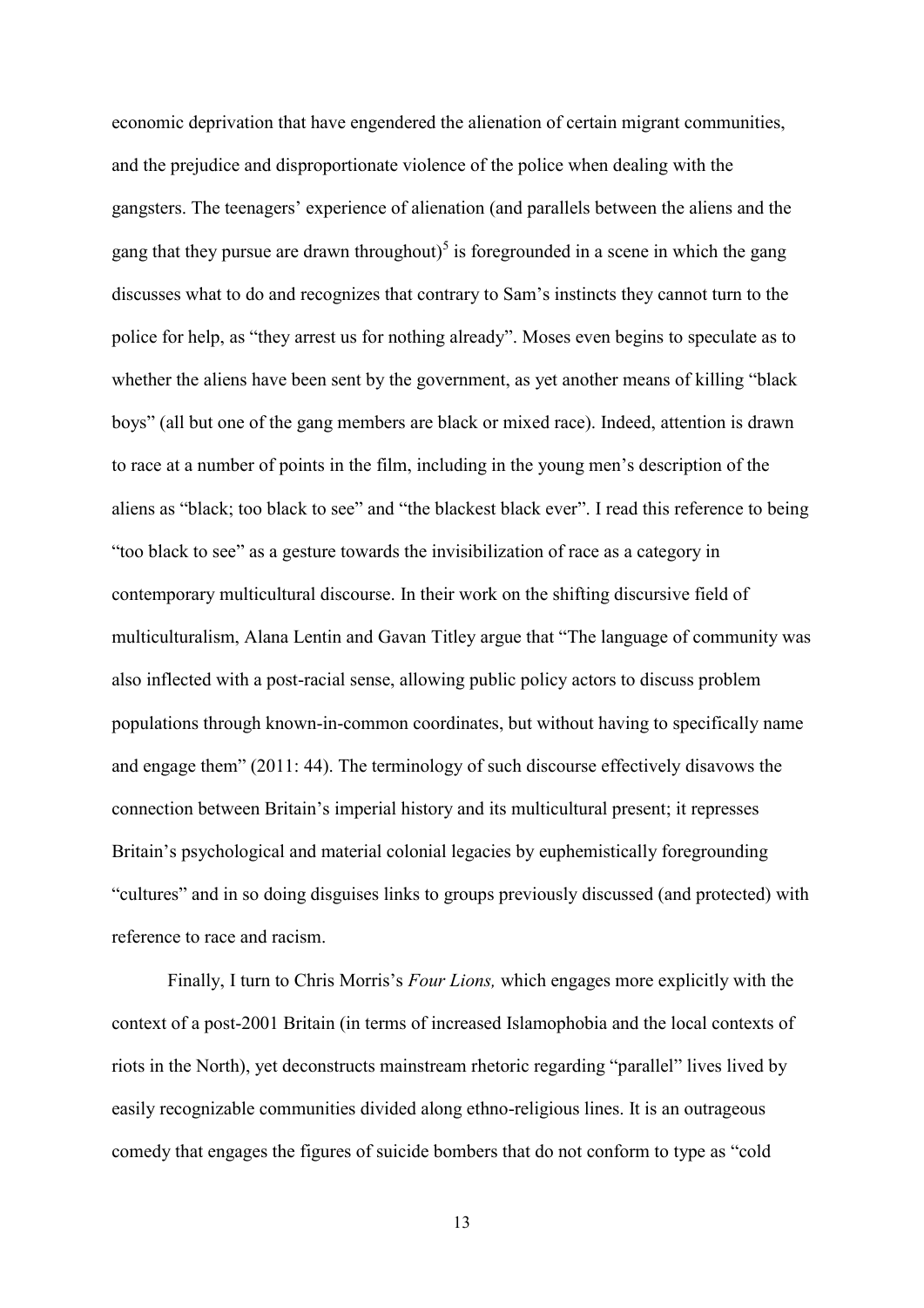economic deprivation that have engendered the alienation of certain migrant communities, and the prejudice and disproportionate violence of the police when dealing with the gangsters. The teenagers' experience of alienation (and parallels between the aliens and the gang that they pursue are drawn throughout)[5] is foregrounded in a scene in which the gang discusses what to do and recognizes that contrary to Sam's instincts they cannot turn to the police for help, as "they arrest us for nothing already". Moses even begins to speculate as to whether the aliens have been sent by the government, as yet another means of killing "black boys" (all but one of the gang members are black or mixed race). Indeed, attention is drawn to race at a number of points in the film, including in the young men's description of the aliens as "black; too black to see" and "the blackest black ever". I read this reference to being "too black to see" as a gesture towards the invisibilization of race as a category in contemporary multicultural discourse. In their work on the shifting discursive field of multiculturalism, Alana Lentin and Gavan Titley argue that "The language of community was also inflected with a post-racial sense, allowing public policy actors to discuss problem populations through known-in-common coordinates, but without having to specifically name and engage them" (2011: 44). The terminology of such discourse effectively disavows the connection between Britain's imperial history and its multicultural present; it represses Britain's psychological and material colonial legacies by euphemistically foregrounding "cultures" and in so doing disguises links to groups previously discussed (and protected) with reference to race and racism.

Finally, I turn to Chris Morris's *Four Lions,* which engages more explicitly with the context of a post-2001 Britain (in terms of increased Islamophobia and the local contexts of riots in the North), yet deconstructs mainstream rhetoric regarding "parallel" lives lived by easily recognizable communities divided along ethno-religious lines. It is an outrageous comedy that engages the figures of suicide bombers that do not conform to type as "cold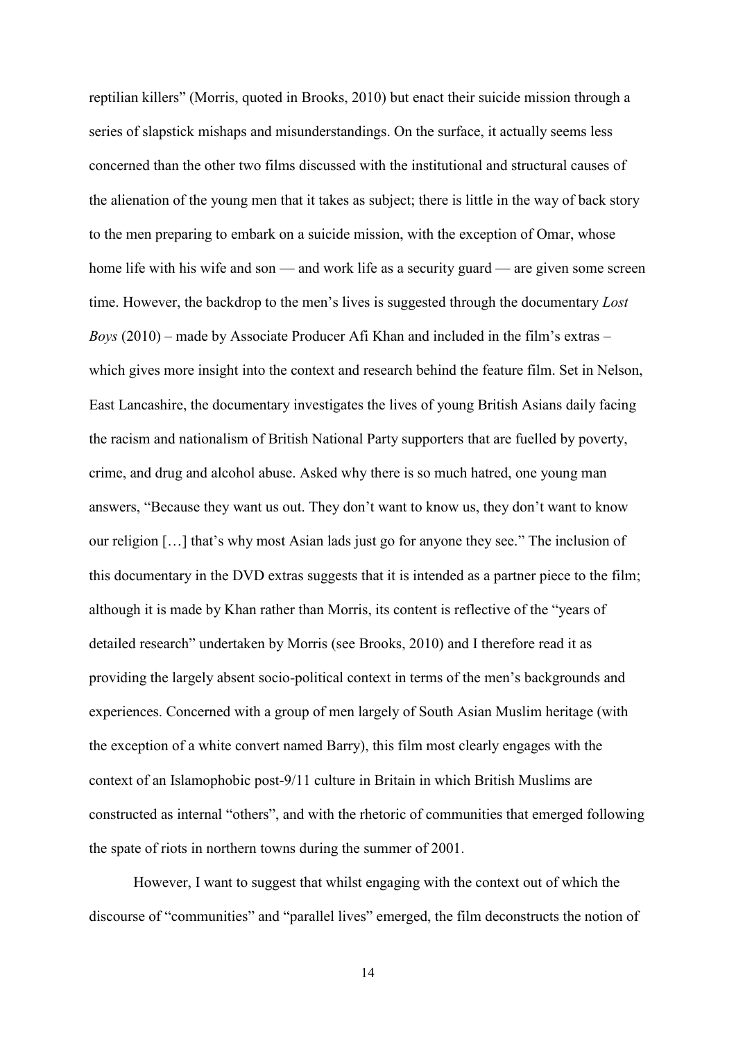reptilian killers" (Morris, quoted in Brooks, 2010) but enact their suicide mission through a series of slapstick mishaps and misunderstandings. On the surface, it actually seems less concerned than the other two films discussed with the institutional and structural causes of the alienation of the young men that it takes as subject; there is little in the way of back story to the men preparing to embark on a suicide mission, with the exception of Omar, whose home life with his wife and son — and work life as a security guard — are given some screen time. However, the backdrop to the men's lives is suggested through the documentary *Lost Boys* (2010) – made by Associate Producer Afi Khan and included in the film's extras – which gives more insight into the context and research behind the feature film. Set in Nelson, East Lancashire, the documentary investigates the lives of young British Asians daily facing the racism and nationalism of British National Party supporters that are fuelled by poverty, crime, and drug and alcohol abuse. Asked why there is so much hatred, one young man answers, "Because they want us out. They don't want to know us, they don't want to know our religion […] that's why most Asian lads just go for anyone they see." The inclusion of this documentary in the DVD extras suggests that it is intended as a partner piece to the film; although it is made by Khan rather than Morris, its content is reflective of the "years of detailed research" undertaken by Morris (see Brooks, 2010) and I therefore read it as providing the largely absent socio-political context in terms of the men's backgrounds and experiences. Concerned with a group of men largely of South Asian Muslim heritage (with the exception of a white convert named Barry), this film most clearly engages with the context of an Islamophobic post-9/11 culture in Britain in which British Muslims are constructed as internal "others", and with the rhetoric of communities that emerged following the spate of riots in northern towns during the summer of 2001.

However, I want to suggest that whilst engaging with the context out of which the discourse of "communities" and "parallel lives" emerged, the film deconstructs the notion of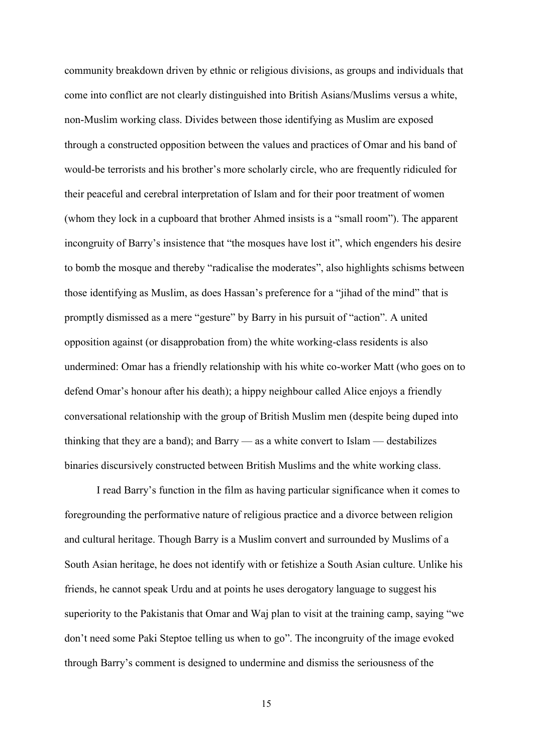community breakdown driven by ethnic or religious divisions, as groups and individuals that come into conflict are not clearly distinguished into British Asians/Muslims versus a white, non-Muslim working class. Divides between those identifying as Muslim are exposed through a constructed opposition between the values and practices of Omar and his band of would-be terrorists and his brother's more scholarly circle, who are frequently ridiculed for their peaceful and cerebral interpretation of Islam and for their poor treatment of women (whom they lock in a cupboard that brother Ahmed insists is a "small room"). The apparent incongruity of Barry's insistence that "the mosques have lost it", which engenders his desire to bomb the mosque and thereby "radicalise the moderates", also highlights schisms between those identifying as Muslim, as does Hassan's preference for a "jihad of the mind" that is promptly dismissed as a mere "gesture" by Barry in his pursuit of "action". A united opposition against (or disapprobation from) the white working-class residents is also undermined: Omar has a friendly relationship with his white co-worker Matt (who goes on to defend Omar's honour after his death); a hippy neighbour called Alice enjoys a friendly conversational relationship with the group of British Muslim men (despite being duped into thinking that they are a band); and Barry — as a white convert to Islam — destabilizes binaries discursively constructed between British Muslims and the white working class.

I read Barry's function in the film as having particular significance when it comes to foregrounding the performative nature of religious practice and a divorce between religion and cultural heritage. Though Barry is a Muslim convert and surrounded by Muslims of a South Asian heritage, he does not identify with or fetishize a South Asian culture. Unlike his friends, he cannot speak Urdu and at points he uses derogatory language to suggest his superiority to the Pakistanis that Omar and Waj plan to visit at the training camp, saying "we don't need some Paki Steptoe telling us when to go". The incongruity of the image evoked through Barry's comment is designed to undermine and dismiss the seriousness of the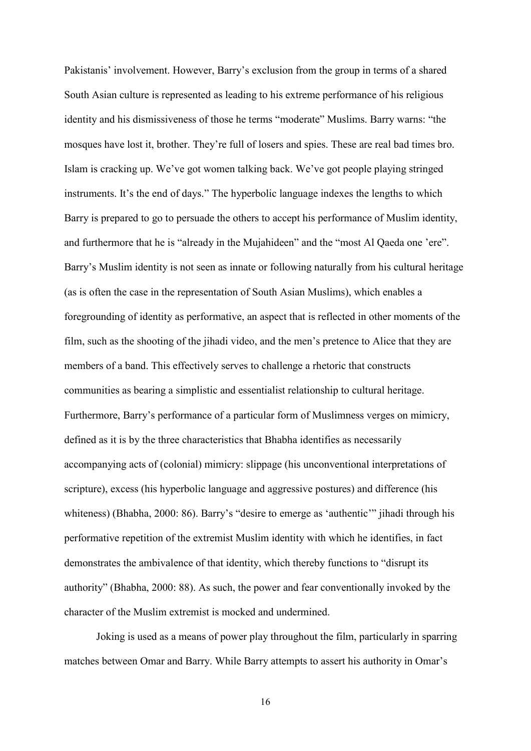Pakistanis' involvement. However, Barry's exclusion from the group in terms of a shared South Asian culture is represented as leading to his extreme performance of his religious identity and his dismissiveness of those he terms "moderate" Muslims. Barry warns: "the mosques have lost it, brother. They're full of losers and spies. These are real bad times bro. Islam is cracking up. We've got women talking back. We've got people playing stringed instruments. It's the end of days." The hyperbolic language indexes the lengths to which Barry is prepared to go to persuade the others to accept his performance of Muslim identity, and furthermore that he is "already in the Mujahideen" and the "most Al Qaeda one 'ere". Barry's Muslim identity is not seen as innate or following naturally from his cultural heritage (as is often the case in the representation of South Asian Muslims), which enables a foregrounding of identity as performative, an aspect that is reflected in other moments of the film, such as the shooting of the jihadi video, and the men's pretence to Alice that they are members of a band. This effectively serves to challenge a rhetoric that constructs communities as bearing a simplistic and essentialist relationship to cultural heritage. Furthermore, Barry's performance of a particular form of Muslimness verges on mimicry, defined as it is by the three characteristics that Bhabha identifies as necessarily accompanying acts of (colonial) mimicry: slippage (his unconventional interpretations of scripture), excess (his hyperbolic language and aggressive postures) and difference (his whiteness) (Bhabha, 2000: 86). Barry's "desire to emerge as 'authentic'" jihadi through his performative repetition of the extremist Muslim identity with which he identifies, in fact demonstrates the ambivalence of that identity, which thereby functions to "disrupt its authority" (Bhabha, 2000: 88). As such, the power and fear conventionally invoked by the character of the Muslim extremist is mocked and undermined.

Joking is used as a means of power play throughout the film, particularly in sparring matches between Omar and Barry. While Barry attempts to assert his authority in Omar's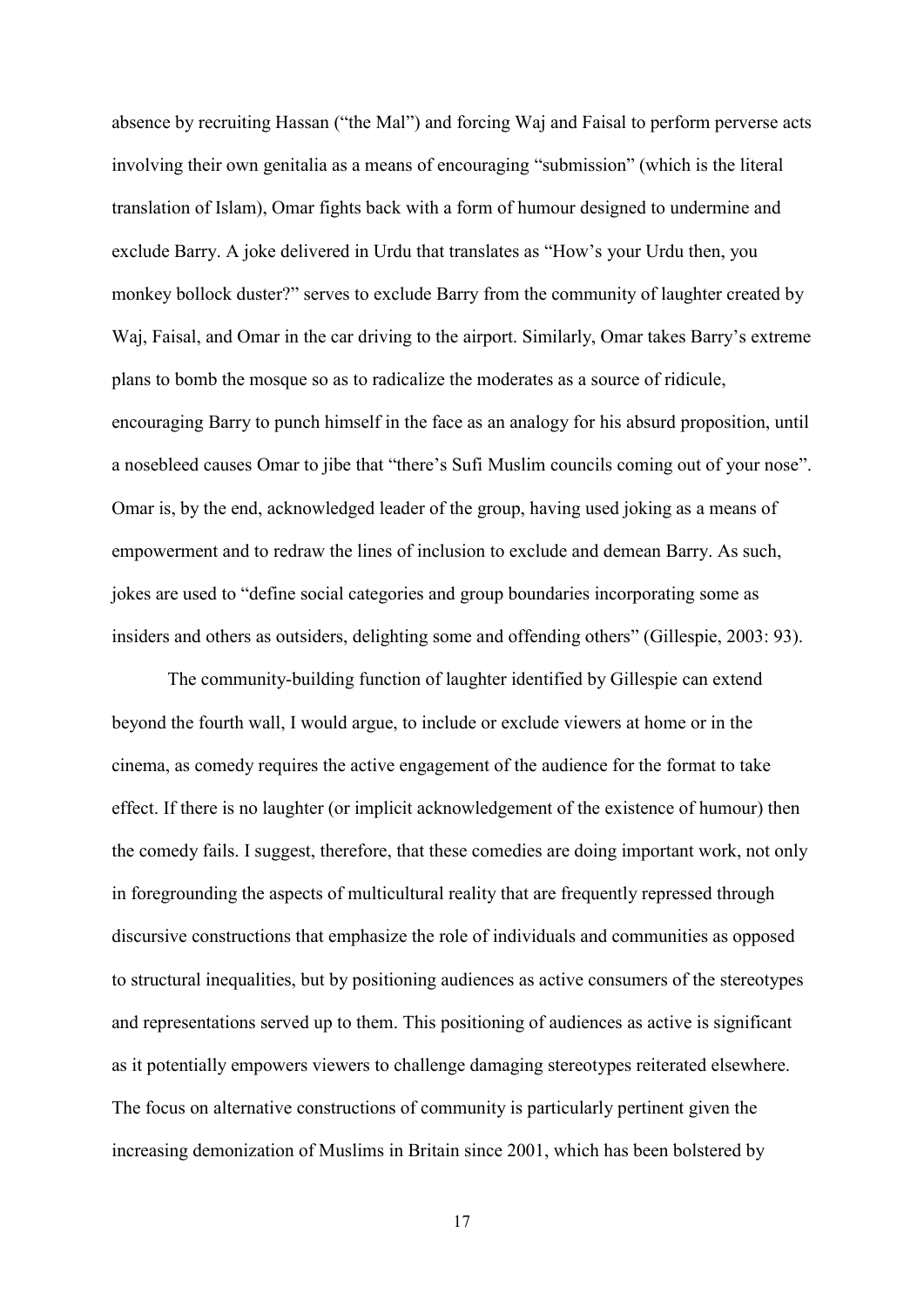absence by recruiting Hassan ("the Mal") and forcing Waj and Faisal to perform perverse acts involving their own genitalia as a means of encouraging "submission" (which is the literal translation of Islam), Omar fights back with a form of humour designed to undermine and exclude Barry. A joke delivered in Urdu that translates as "How's your Urdu then, you monkey bollock duster?" serves to exclude Barry from the community of laughter created by Waj, Faisal, and Omar in the car driving to the airport. Similarly, Omar takes Barry's extreme plans to bomb the mosque so as to radicalize the moderates as a source of ridicule, encouraging Barry to punch himself in the face as an analogy for his absurd proposition, until a nosebleed causes Omar to jibe that "there's Sufi Muslim councils coming out of your nose". Omar is, by the end, acknowledged leader of the group, having used joking as a means of empowerment and to redraw the lines of inclusion to exclude and demean Barry. As such, jokes are used to "define social categories and group boundaries incorporating some as insiders and others as outsiders, delighting some and offending others" (Gillespie, 2003: 93).

The community-building function of laughter identified by Gillespie can extend beyond the fourth wall, I would argue, to include or exclude viewers at home or in the cinema, as comedy requires the active engagement of the audience for the format to take effect. If there is no laughter (or implicit acknowledgement of the existence of humour) then the comedy fails. I suggest, therefore, that these comedies are doing important work, not only in foregrounding the aspects of multicultural reality that are frequently repressed through discursive constructions that emphasize the role of individuals and communities as opposed to structural inequalities, but by positioning audiences as active consumers of the stereotypes and representations served up to them. This positioning of audiences as active is significant as it potentially empowers viewers to challenge damaging stereotypes reiterated elsewhere. The focus on alternative constructions of community is particularly pertinent given the increasing demonization of Muslims in Britain since 2001, which has been bolstered by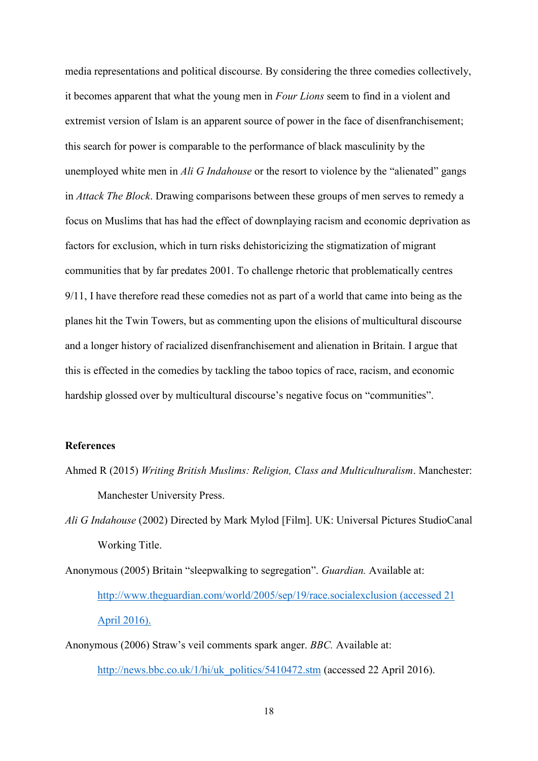media representations and political discourse. By considering the three comedies collectively, it becomes apparent that what the young men in *Four Lions* seem to find in a violent and extremist version of Islam is an apparent source of power in the face of disenfranchisement; this search for power is comparable to the performance of black masculinity by the unemployed white men in *Ali G Indahouse* or the resort to violence by the "alienated" gangs in *Attack The Block*. Drawing comparisons between these groups of men serves to remedy a focus on Muslims that has had the effect of downplaying racism and economic deprivation as factors for exclusion, which in turn risks dehistoricizing the stigmatization of migrant communities that by far predates 2001. To challenge rhetoric that problematically centres 9/11, I have therefore read these comedies not as part of a world that came into being as the planes hit the Twin Towers, but as commenting upon the elisions of multicultural discourse and a longer history of racialized disenfranchisement and alienation in Britain. I argue that this is effected in the comedies by tackling the taboo topics of race, racism, and economic hardship glossed over by multicultural discourse's negative focus on "communities".

**References**

Ahmed R (2015) *Writing British Muslims: Religion, Class and Multiculturalism*. Manchester: Manchester University Press.

*Ali G Indahouse* (2002) Directed by Mark Mylod [Film]. UK: Universal Pictures StudioCanal Working Title.

Anonymous (2005) Britain "sleepwalking to segregation". *Guardian.* Available at: http://www.theguardian.com/world/2005/sep/19/race.socialexclusion (accessed 21 April 2016).

Anonymous (2006) Straw's veil comments spark anger. *BBC.* Available at: http://news.bbc.co.uk/1/hi/uk_politics/5410472.stm (accessed 22 April 2016).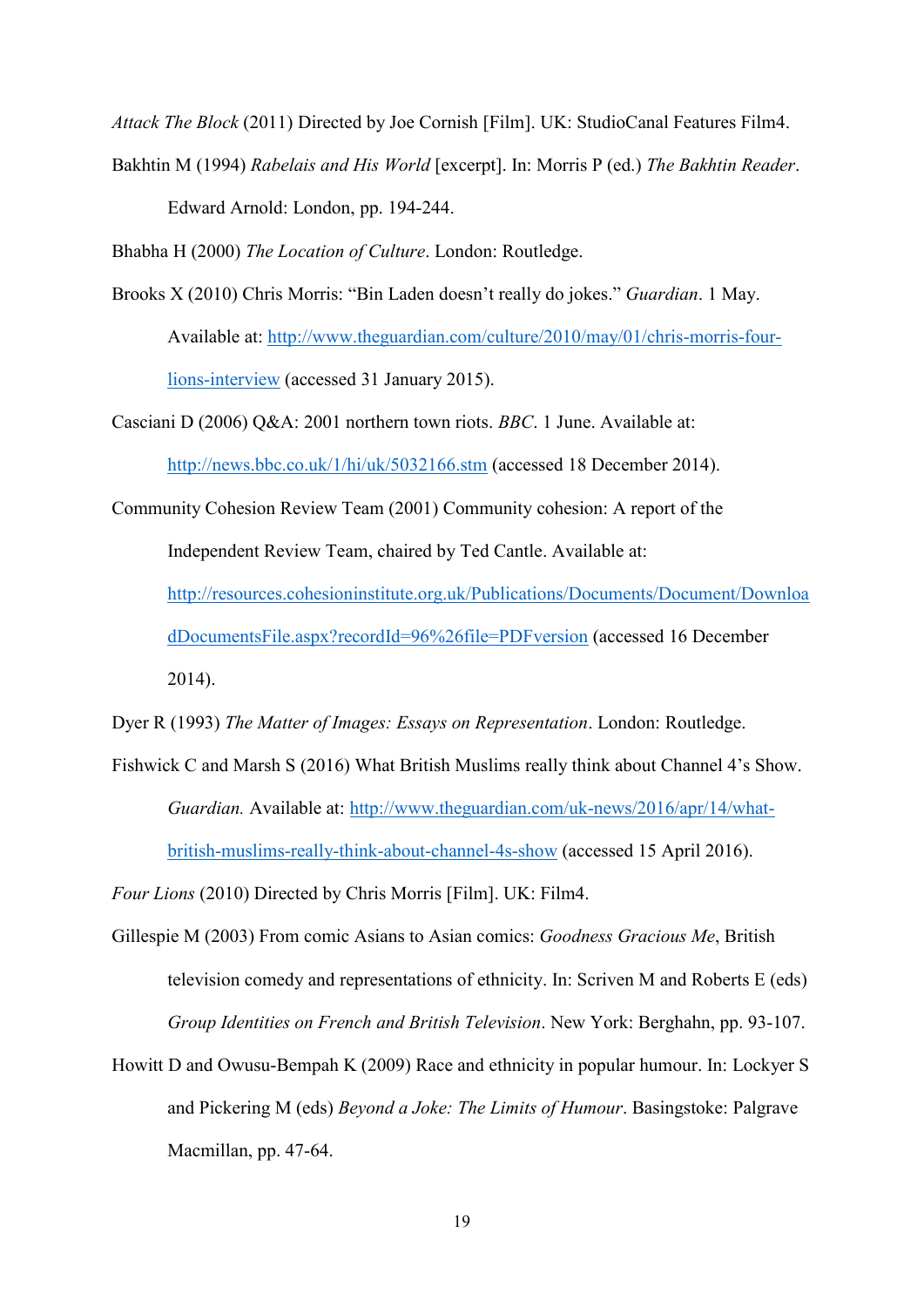*Attack The Block* (2011) Directed by Joe Cornish [Film]. UK: StudioCanal Features Film4.

Bakhtin M (1994) *Rabelais and His World* [excerpt]. In: Morris P (ed.) *The Bakhtin Reader*. Edward Arnold: London, pp. 194-244.

Bhabha H (2000) *The Location of Culture*. London: Routledge.

Brooks X (2010) Chris Morris: "Bin Laden doesn't really do jokes." *Guardian*. 1 May. Available at: http://www.theguardian.com/culture/2010/may/01/chris-morris-four-lions-interview (accessed 31 January 2015).

Casciani D (2006) Q&A: 2001 northern town riots. *BBC*. 1 June. Available at: http://news.bbc.co.uk/1/hi/uk/5032166.stm (accessed 18 December 2014).

Community Cohesion Review Team (2001) Community cohesion: A report of the Independent Review Team, chaired by Ted Cantle. Available at: http://resources.cohesioninstitute.org.uk/Publications/Documents/Document/DownloadDocumentsFile.aspx?recordId=96%26file=PDFversion (accessed 16 December 2014).

Dyer R (1993) *The Matter of Images: Essays on Representation*. London: Routledge.

Fishwick C and Marsh S (2016) What British Muslims really think about Channel 4's Show. *Guardian.* Available at: http://www.theguardian.com/uk-news/2016/apr/14/what-british-muslims-really-think-about-channel-4s-show (accessed 15 April 2016).

*Four Lions* (2010) Directed by Chris Morris [Film]. UK: Film4.

Gillespie M (2003) From comic Asians to Asian comics: *Goodness Gracious Me*, British television comedy and representations of ethnicity. In: Scriven M and Roberts E (eds) *Group Identities on French and British Television*. New York: Berghahn, pp. 93-107.

Howitt D and Owusu-Bempah K (2009) Race and ethnicity in popular humour. In: Lockyer S and Pickering M (eds) *Beyond a Joke: The Limits of Humour*. Basingstoke: Palgrave Macmillan, pp. 47-64.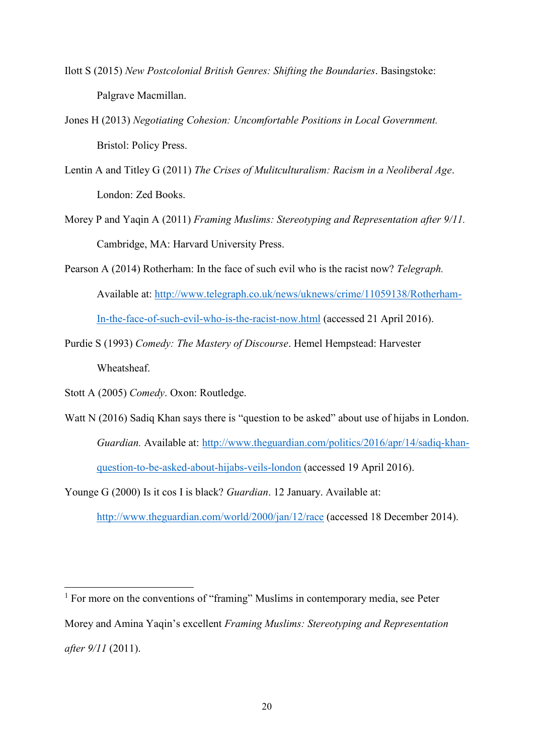Ilott S (2015) *New Postcolonial British Genres: Shifting the Boundaries*. Basingstoke: Palgrave Macmillan.

Jones H (2013) *Negotiating Cohesion: Uncomfortable Positions in Local Government.* Bristol: Policy Press.

Lentin A and Titley G (2011) *The Crises of Mulitculturalism: Racism in a Neoliberal Age*. London: Zed Books.

Morey P and Yaqin A (2011) *Framing Muslims: Stereotyping and Representation after 9/11.* Cambridge, MA: Harvard University Press.

Pearson A (2014) Rotherham: In the face of such evil who is the racist now? *Telegraph.* Available at: http://www.telegraph.co.uk/news/uknews/crime/11059138/Rotherham-In-the-face-of-such-evil-who-is-the-racist-now.html (accessed 21 April 2016).

Purdie S (1993) *Comedy: The Mastery of Discourse*. Hemel Hempstead: Harvester Wheatsheaf.

Stott A (2005) *Comedy*. Oxon: Routledge.

Watt N (2016) Sadiq Khan says there is "question to be asked" about use of hijabs in London. *Guardian.* Available at: http://www.theguardian.com/politics/2016/apr/14/sadiq-khan-question-to-be-asked-about-hijabs-veils-london (accessed 19 April 2016).

Younge G (2000) Is it cos I is black? *Guardian*. 12 January. Available at: http://www.theguardian.com/world/2000/jan/12/race (accessed 18 December 2014).

---

[1] For more on the conventions of "framing" Muslims in contemporary media, see Peter Morey and Amina Yaqin's excellent *Framing Muslims: Stereotyping and Representation after 9/11* (2011).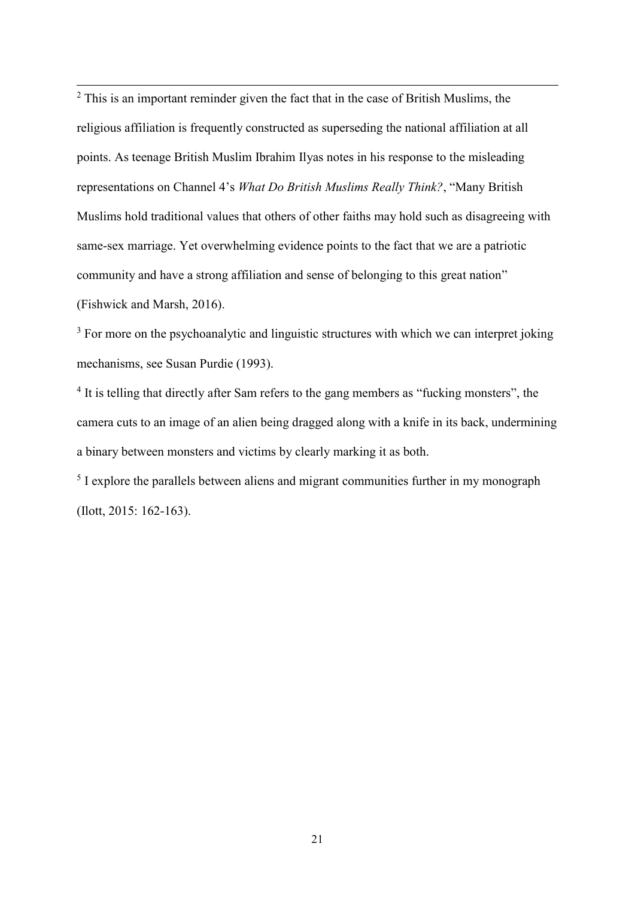[2] This is an important reminder given the fact that in the case of British Muslims, the religious affiliation is frequently constructed as superseding the national affiliation at all points. As teenage British Muslim Ibrahim Ilyas notes in his response to the misleading representations on Channel 4's *What Do British Muslims Really Think?*, "Many British Muslims hold traditional values that others of other faiths may hold such as disagreeing with same-sex marriage. Yet overwhelming evidence points to the fact that we are a patriotic community and have a strong affiliation and sense of belonging to this great nation" (Fishwick and Marsh, 2016).

[3] For more on the psychoanalytic and linguistic structures with which we can interpret joking mechanisms, see Susan Purdie (1993).

[4] It is telling that directly after Sam refers to the gang members as "fucking monsters", the camera cuts to an image of an alien being dragged along with a knife in its back, undermining a binary between monsters and victims by clearly marking it as both.

[5] I explore the parallels between aliens and migrant communities further in my monograph (Ilott, 2015: 162-163).